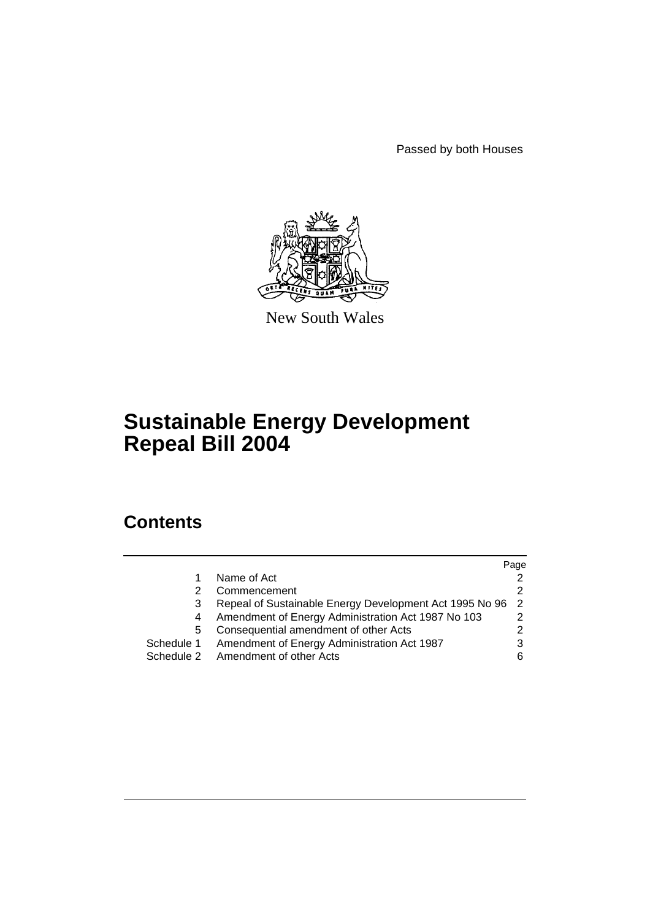Passed by both Houses

New South Wales

# Sustainable Energy Development Repeal Bill 2004

## Contents

| | | Page |
|---|---|---|
| 1 | Name of Act | 2 |
| 2 | Commencement | 2 |
| 3 | Repeal of Sustainable Energy Development Act 1995 No 96 | 2 |
| 4 | Amendment of Energy Administration Act 1987 No 103 | 2 |
| 5 | Consequential amendment of other Acts | 2 |
| Schedule 1 | Amendment of Energy Administration Act 1987 | 3 |
| Schedule 2 | Amendment of other Acts | 6 |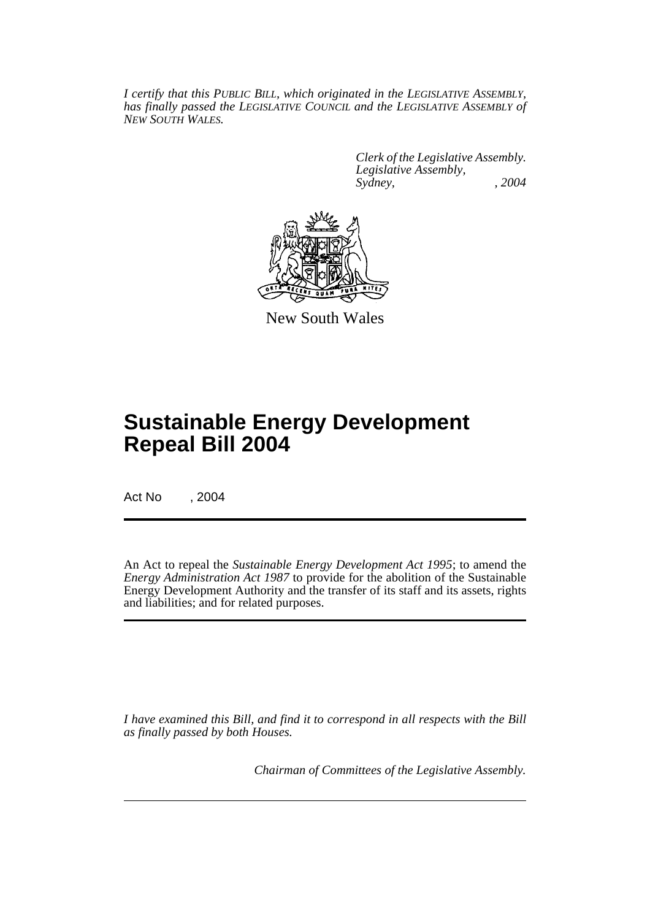*I certify that this PUBLIC BILL, which originated in the LEGISLATIVE ASSEMBLY, has finally passed the LEGISLATIVE COUNCIL and the LEGISLATIVE ASSEMBLY of NEW SOUTH WALES.*

*Clerk of the Legislative Assembly.*
*Legislative Assembly,*
*Sydney, , 2004*

New South Wales

# Sustainable Energy Development Repeal Bill 2004

Act No , 2004

An Act to repeal the *Sustainable Energy Development Act 1995*; to amend the *Energy Administration Act 1987* to provide for the abolition of the Sustainable Energy Development Authority and the transfer of its staff and its assets, rights and liabilities; and for related purposes.

*I have examined this Bill, and find it to correspond in all respects with the Bill as finally passed by both Houses.*

*Chairman of Committees of the Legislative Assembly.*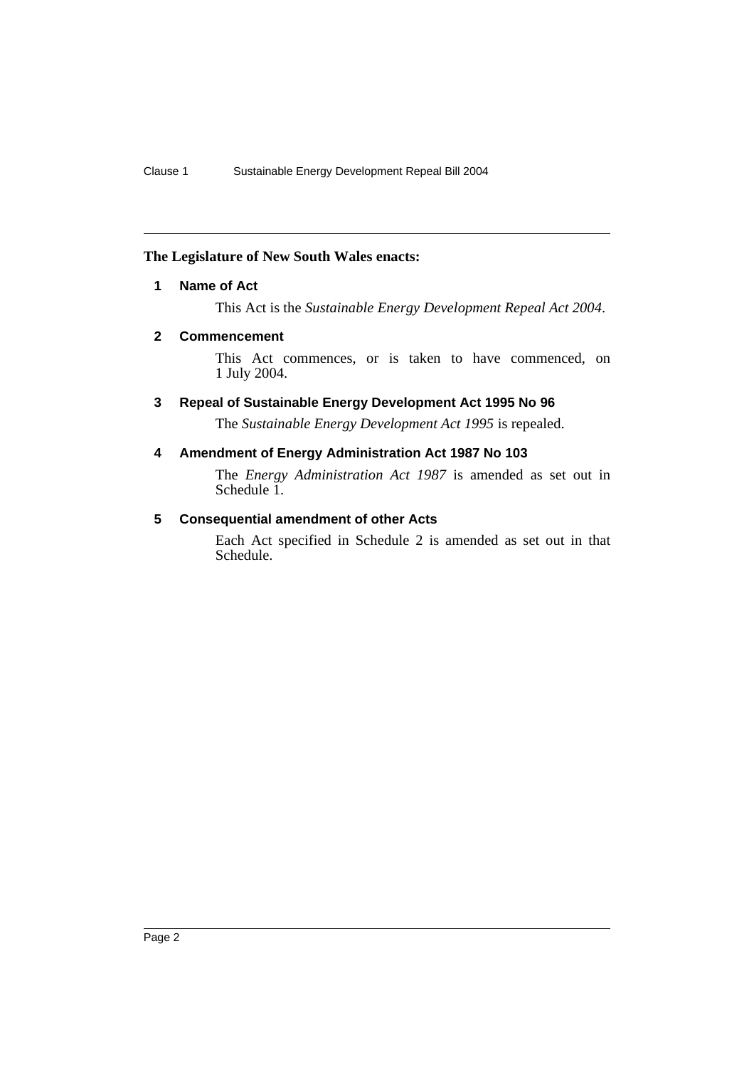**The Legislature of New South Wales enacts:**

## 1 Name of Act

This Act is the *Sustainable Energy Development Repeal Act 2004*.

## 2 Commencement

This Act commences, or is taken to have commenced, on 1 July 2004.

## 3 Repeal of Sustainable Energy Development Act 1995 No 96

The *Sustainable Energy Development Act 1995* is repealed.

## 4 Amendment of Energy Administration Act 1987 No 103

The *Energy Administration Act 1987* is amended as set out in Schedule 1.

## 5 Consequential amendment of other Acts

Each Act specified in Schedule 2 is amended as set out in that Schedule.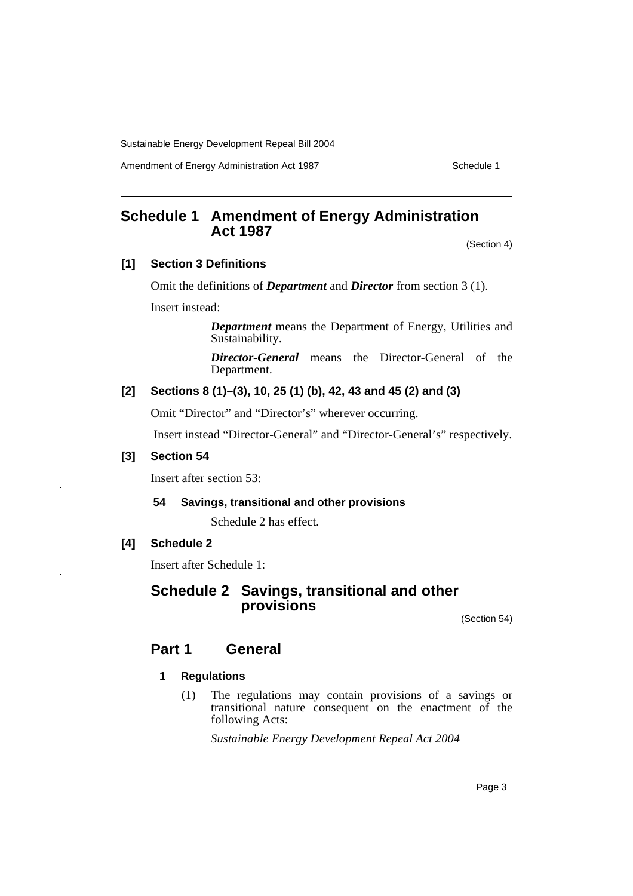# Schedule 1 Amendment of Energy Administration Act 1987

(Section 4)

**[1] Section 3 Definitions**

Omit the definitions of ***Department*** and ***Director*** from section 3 (1).

Insert instead:

> ***Department*** means the Department of Energy, Utilities and Sustainability.
>
> ***Director-General*** means the Director-General of the Department.

**[2] Sections 8 (1)–(3), 10, 25 (1) (b), 42, 43 and 45 (2) and (3)**

Omit "Director" and "Director's" wherever occurring.

Insert instead "Director-General" and "Director-General's" respectively.

**[3] Section 54**

Insert after section 53:

> **54 Savings, transitional and other provisions**
>
> Schedule 2 has effect.

**[4] Schedule 2**

Insert after Schedule 1:

## Schedule 2 Savings, transitional and other provisions

(Section 54)

## Part 1 General

**1 Regulations**

(1) The regulations may contain provisions of a savings or transitional nature consequent on the enactment of the following Acts:

*Sustainable Energy Development Repeal Act 2004*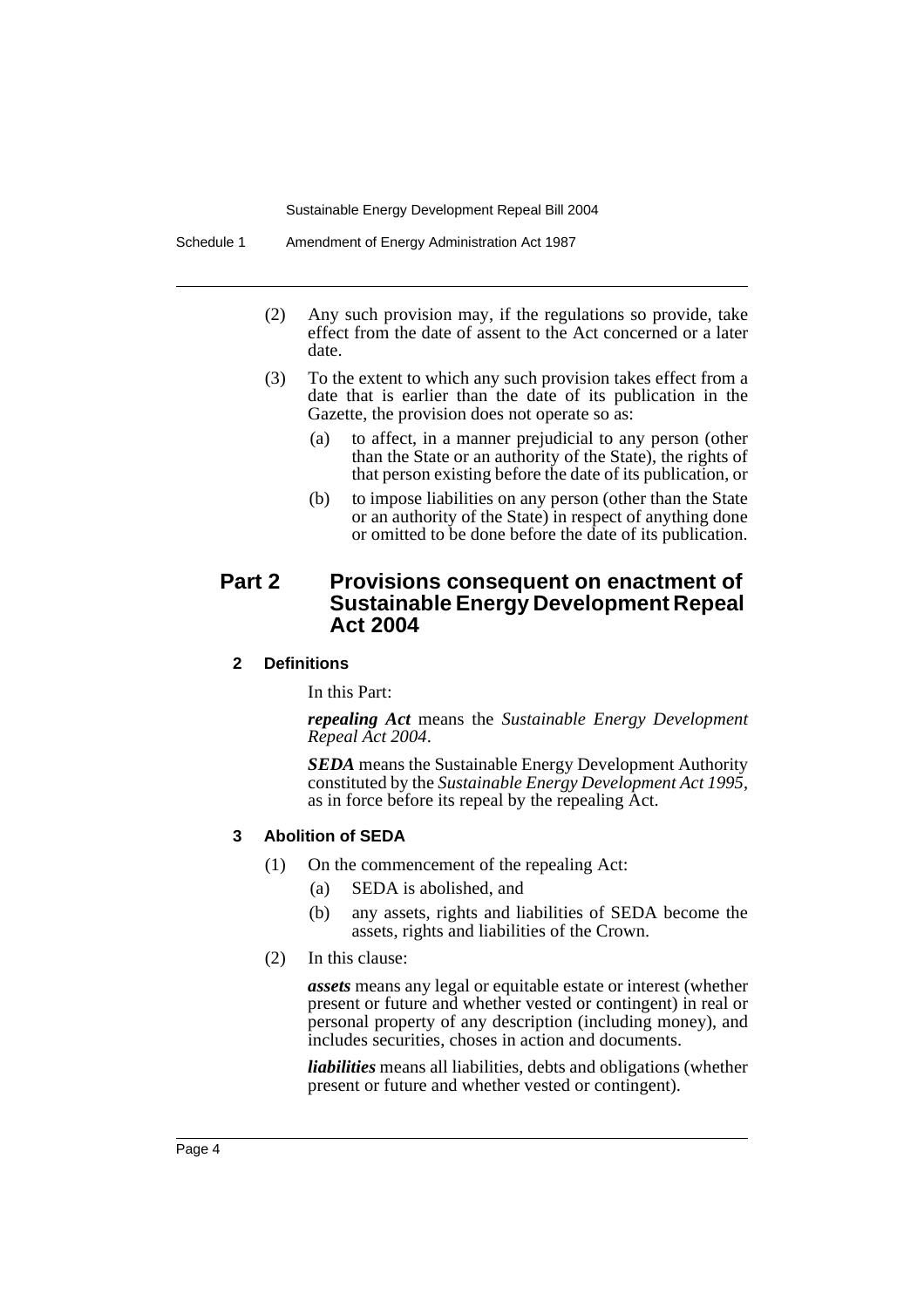(2) Any such provision may, if the regulations so provide, take effect from the date of assent to the Act concerned or a later date.

(3) To the extent to which any such provision takes effect from a date that is earlier than the date of its publication in the Gazette, the provision does not operate so as:

- (a) to affect, in a manner prejudicial to any person (other than the State or an authority of the State), the rights of that person existing before the date of its publication, or
- (b) to impose liabilities on any person (other than the State or an authority of the State) in respect of anything done or omitted to be done before the date of its publication.

## Part 2 Provisions consequent on enactment of Sustainable Energy Development Repeal Act 2004

### 2 Definitions

In this Part:

***repealing Act*** means the *Sustainable Energy Development Repeal Act 2004*.

***SEDA*** means the Sustainable Energy Development Authority constituted by the *Sustainable Energy Development Act 1995*, as in force before its repeal by the repealing Act.

### 3 Abolition of SEDA

(1) On the commencement of the repealing Act:

- (a) SEDA is abolished, and
- (b) any assets, rights and liabilities of SEDA become the assets, rights and liabilities of the Crown.

(2) In this clause:

***assets*** means any legal or equitable estate or interest (whether present or future and whether vested or contingent) in real or personal property of any description (including money), and includes securities, choses in action and documents.

***liabilities*** means all liabilities, debts and obligations (whether present or future and whether vested or contingent).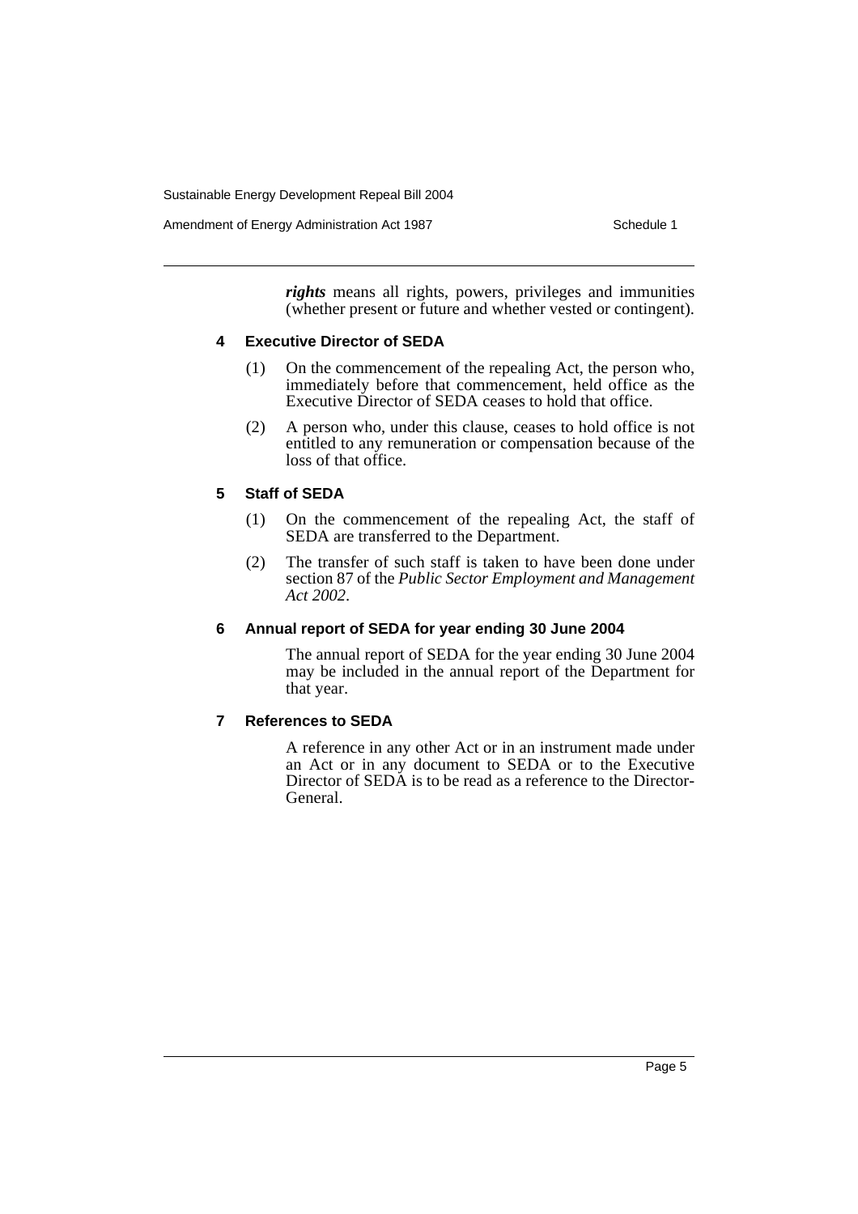***rights*** means all rights, powers, privileges and immunities (whether present or future and whether vested or contingent).

### 4 Executive Director of SEDA

(1) On the commencement of the repealing Act, the person who, immediately before that commencement, held office as the Executive Director of SEDA ceases to hold that office.

(2) A person who, under this clause, ceases to hold office is not entitled to any remuneration or compensation because of the loss of that office.

### 5 Staff of SEDA

(1) On the commencement of the repealing Act, the staff of SEDA are transferred to the Department.

(2) The transfer of such staff is taken to have been done under section 87 of the *Public Sector Employment and Management Act 2002*.

### 6 Annual report of SEDA for year ending 30 June 2004

The annual report of SEDA for the year ending 30 June 2004 may be included in the annual report of the Department for that year.

### 7 References to SEDA

A reference in any other Act or in an instrument made under an Act or in any document to SEDA or to the Executive Director of SEDA is to be read as a reference to the Director-General.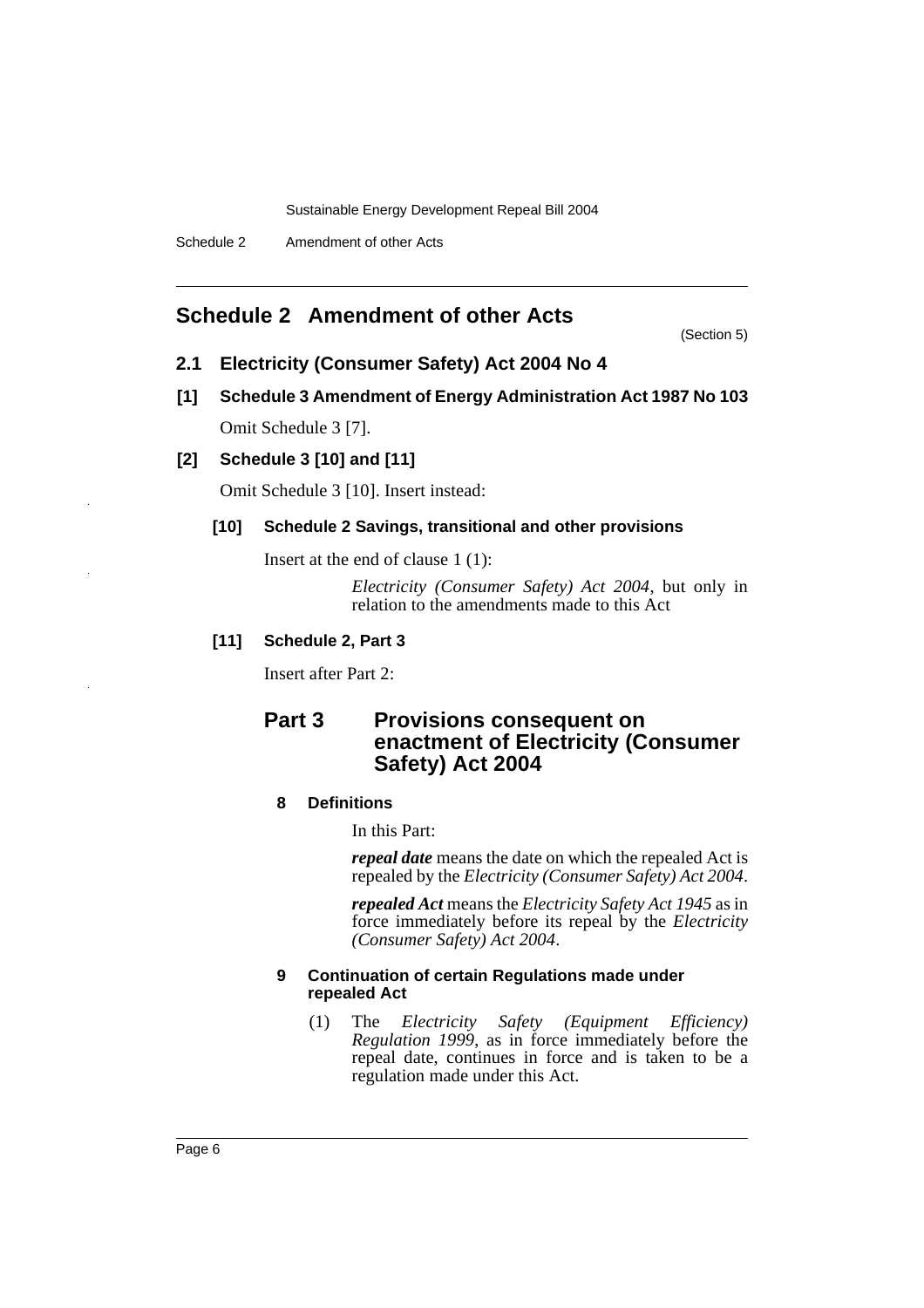## Schedule 2 Amendment of other Acts

(Section 5)

### 2.1 Electricity (Consumer Safety) Act 2004 No 4

#### [1] Schedule 3 Amendment of Energy Administration Act 1987 No 103

Omit Schedule 3 [7].

#### [2] Schedule 3 [10] and [11]

Omit Schedule 3 [10]. Insert instead:

**[10] Schedule 2 Savings, transitional and other provisions**

Insert at the end of clause 1 (1):

*Electricity (Consumer Safety) Act 2004*, but only in relation to the amendments made to this Act

**[11] Schedule 2, Part 3**

Insert after Part 2:

### Part 3 Provisions consequent on enactment of Electricity (Consumer Safety) Act 2004

**8 Definitions**

In this Part:

***repeal date*** means the date on which the repealed Act is repealed by the *Electricity (Consumer Safety) Act 2004*.

***repealed Act*** means the *Electricity Safety Act 1945* as in force immediately before its repeal by the *Electricity (Consumer Safety) Act 2004*.

**9 Continuation of certain Regulations made under repealed Act**

(1) The *Electricity Safety (Equipment Efficiency) Regulation 1999*, as in force immediately before the repeal date, continues in force and is taken to be a regulation made under this Act.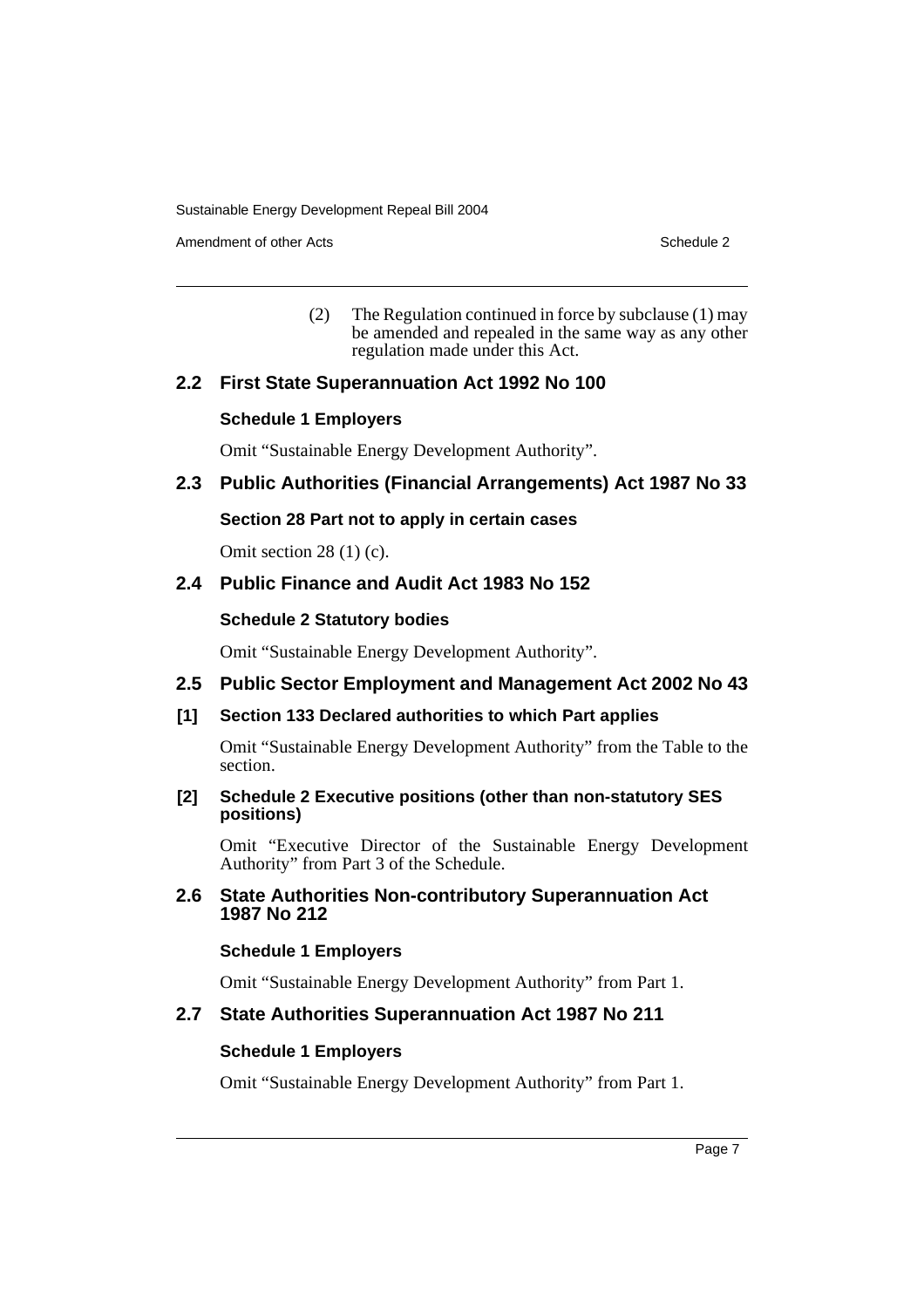(2) The Regulation continued in force by subclause (1) may be amended and repealed in the same way as any other regulation made under this Act.

## 2.2 First State Superannuation Act 1992 No 100

### Schedule 1 Employers

Omit "Sustainable Energy Development Authority".

## 2.3 Public Authorities (Financial Arrangements) Act 1987 No 33

### Section 28 Part not to apply in certain cases

Omit section 28 (1) (c).

## 2.4 Public Finance and Audit Act 1983 No 152

### Schedule 2 Statutory bodies

Omit "Sustainable Energy Development Authority".

## 2.5 Public Sector Employment and Management Act 2002 No 43

### [1] Section 133 Declared authorities to which Part applies

Omit "Sustainable Energy Development Authority" from the Table to the section.

### [2] Schedule 2 Executive positions (other than non-statutory SES positions)

Omit "Executive Director of the Sustainable Energy Development Authority" from Part 3 of the Schedule.

## 2.6 State Authorities Non-contributory Superannuation Act 1987 No 212

### Schedule 1 Employers

Omit "Sustainable Energy Development Authority" from Part 1.

## 2.7 State Authorities Superannuation Act 1987 No 211

### Schedule 1 Employers

Omit "Sustainable Energy Development Authority" from Part 1.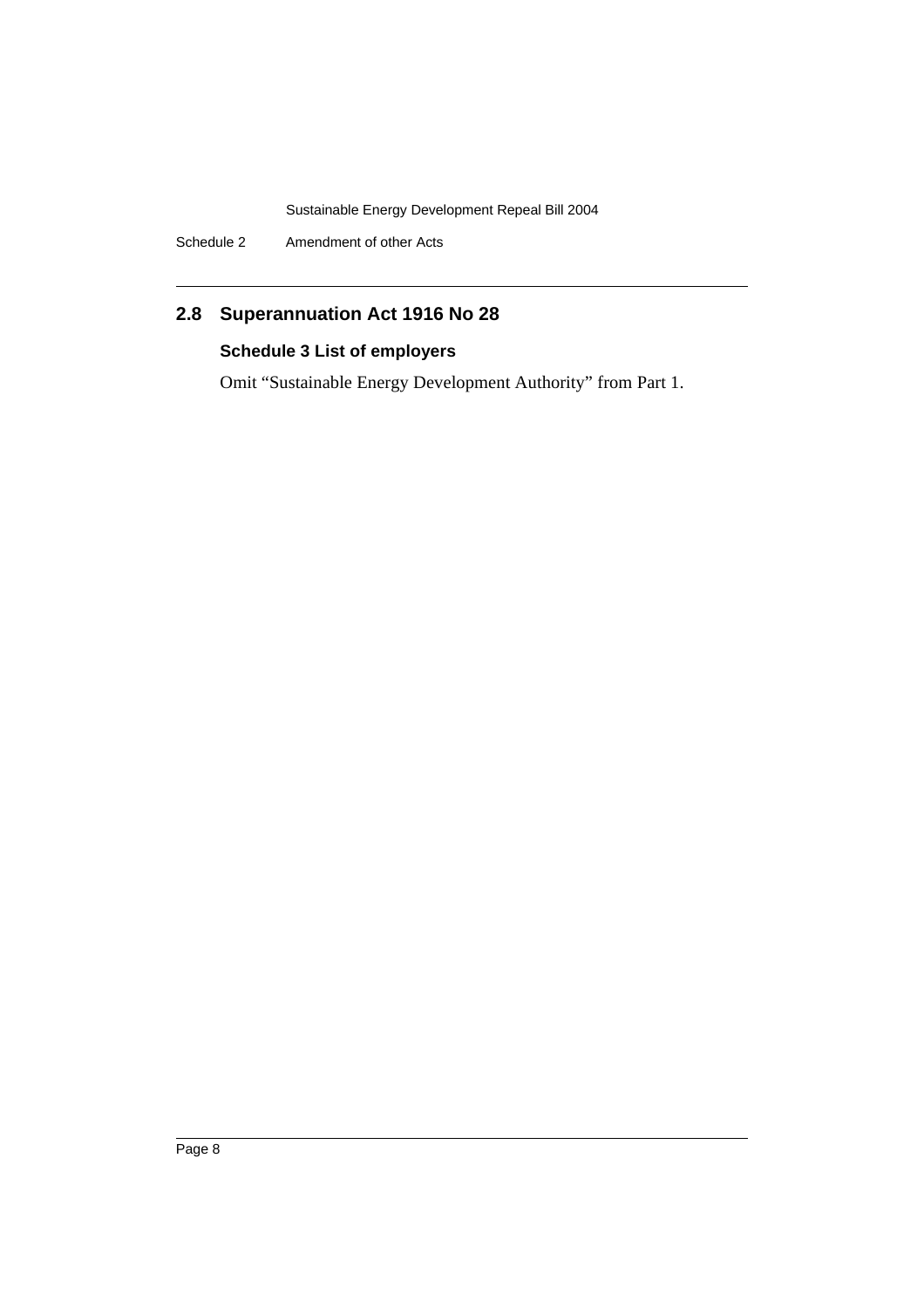## 2.8 Superannuation Act 1916 No 28

### Schedule 3 List of employers

Omit "Sustainable Energy Development Authority" from Part 1.